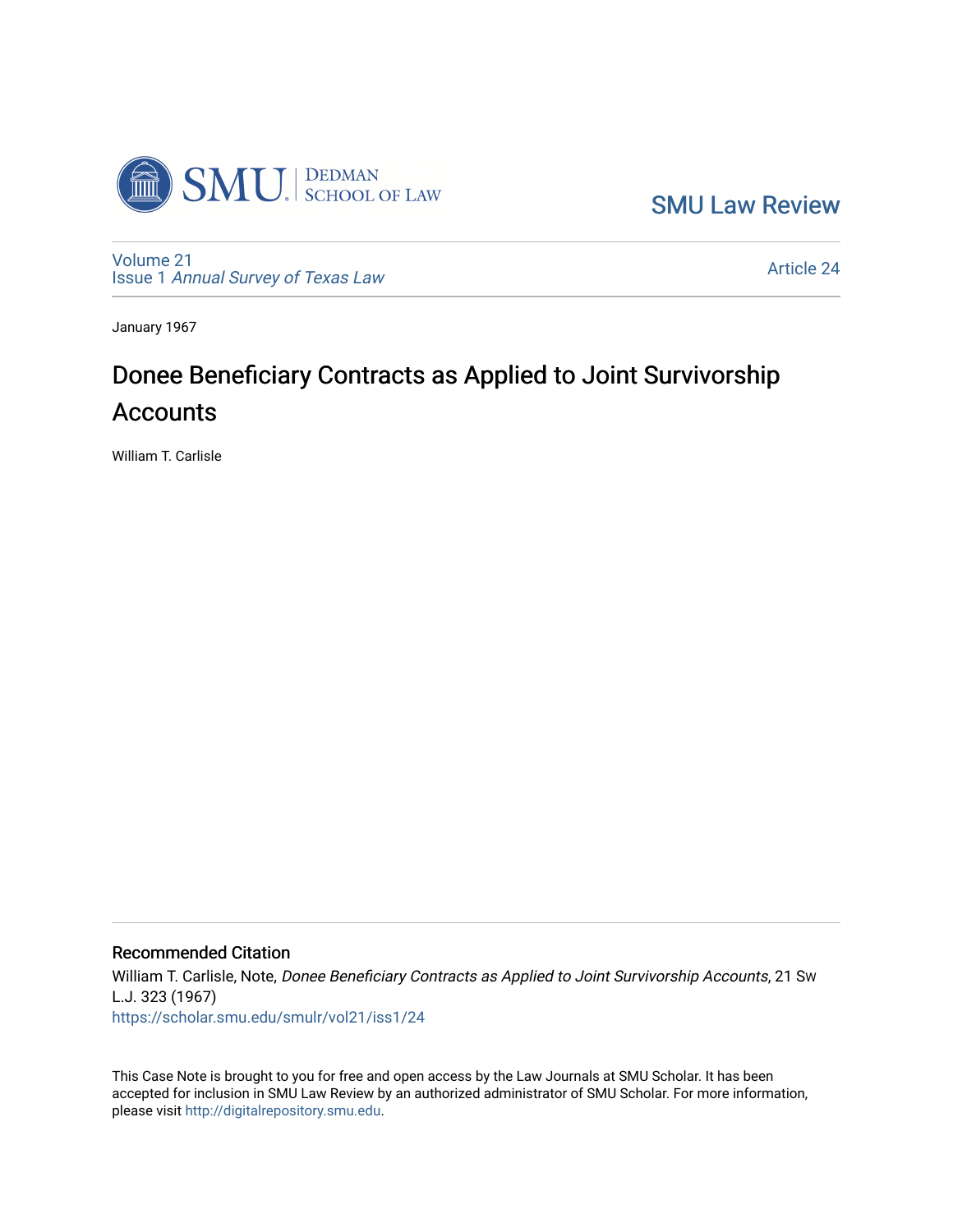SMU Law Review

Volume 21
Issue 1 *Annual Survey of Texas Law*

Article 24

January 1967

# Donee Beneficiary Contracts as Applied to Joint Survivorship Accounts

William T. Carlisle

## Recommended Citation

William T. Carlisle, Note, *Donee Beneficiary Contracts as Applied to Joint Survivorship Accounts*, 21 Sw L.J. 323 (1967)
https://scholar.smu.edu/smulr/vol21/iss1/24

This Case Note is brought to you for free and open access by the Law Journals at SMU Scholar. It has been accepted for inclusion in SMU Law Review by an authorized administrator of SMU Scholar. For more information, please visit http://digitalrepository.smu.edu.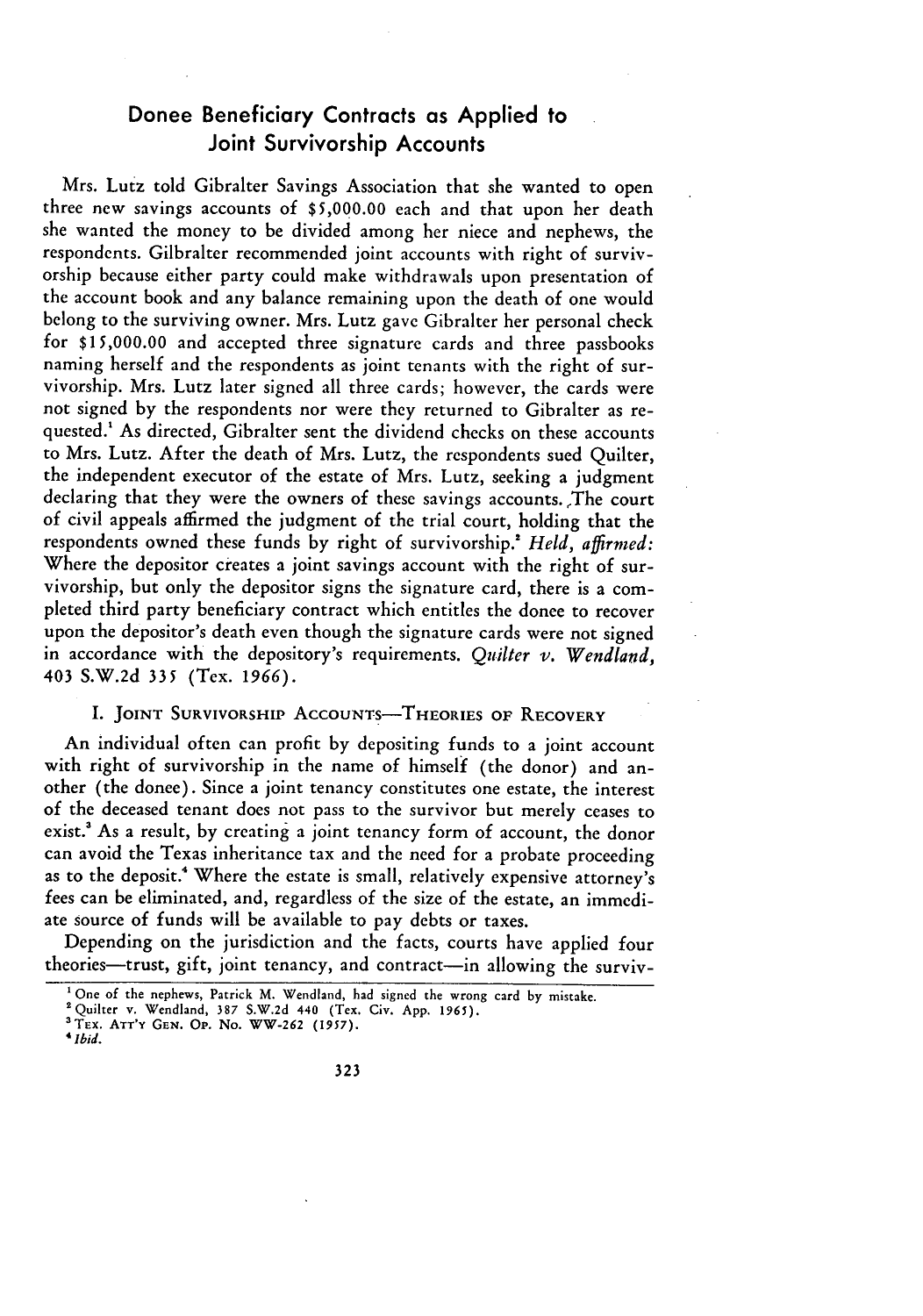## Donee Beneficiary Contracts as Applied to Joint Survivorship Accounts

Mrs. Lutz told Gibralter Savings Association that she wanted to open three new savings accounts of $5,000.00 each and that upon her death she wanted the money to be divided among her niece and nephews, the respondents. Gilbralter recommended joint accounts with right of survivorship because either party could make withdrawals upon presentation of the account book and any balance remaining upon the death of one would belong to the surviving owner. Mrs. Lutz gave Gibralter her personal check for $15,000.00 and accepted three signature cards and three passbooks naming herself and the respondents as joint tenants with the right of survivorship. Mrs. Lutz later signed all three cards; however, the cards were not signed by the respondents nor were they returned to Gibralter as requested.[1] As directed, Gibralter sent the dividend checks on these accounts to Mrs. Lutz. After the death of Mrs. Lutz, the respondents sued Quilter, the independent executor of the estate of Mrs. Lutz, seeking a judgment declaring that they were the owners of these savings accounts. The court of civil appeals affirmed the judgment of the trial court, holding that the respondents owned these funds by right of survivorship.[2] *Held, affirmed:* Where the depositor creates a joint savings account with the right of survivorship, but only the depositor signs the signature card, there is a completed third party beneficiary contract which entitles the donee to recover upon the depositor's death even though the signature cards were not signed in accordance with the depository's requirements. *Quilter v. Wendland*, 403 S.W.2d 335 (Tex. 1966).

### I. Joint Survivorship Accounts—Theories of Recovery

An individual often can profit by depositing funds to a joint account with right of survivorship in the name of himself (the donor) and another (the donee). Since a joint tenancy constitutes one estate, the interest of the deceased tenant does not pass to the survivor but merely ceases to exist.[3] As a result, by creating a joint tenancy form of account, the donor can avoid the Texas inheritance tax and the need for a probate proceeding as to the deposit.[4] Where the estate is small, relatively expensive attorney's fees can be eliminated, and, regardless of the size of the estate, an immediate source of funds will be available to pay debts or taxes.

Depending on the jurisdiction and the facts, courts have applied four theories—trust, gift, joint tenancy, and contract—in allowing the surviv-

---

[1] One of the nephews, Patrick M. Wendland, had signed the wrong card by mistake.

[2] Quilter v. Wendland, 387 S.W.2d 440 (Tex. Civ. App. 1965).

[3] Tex. Att'y Gen. Op. No. WW-262 (1957).

[4] *Ibid.*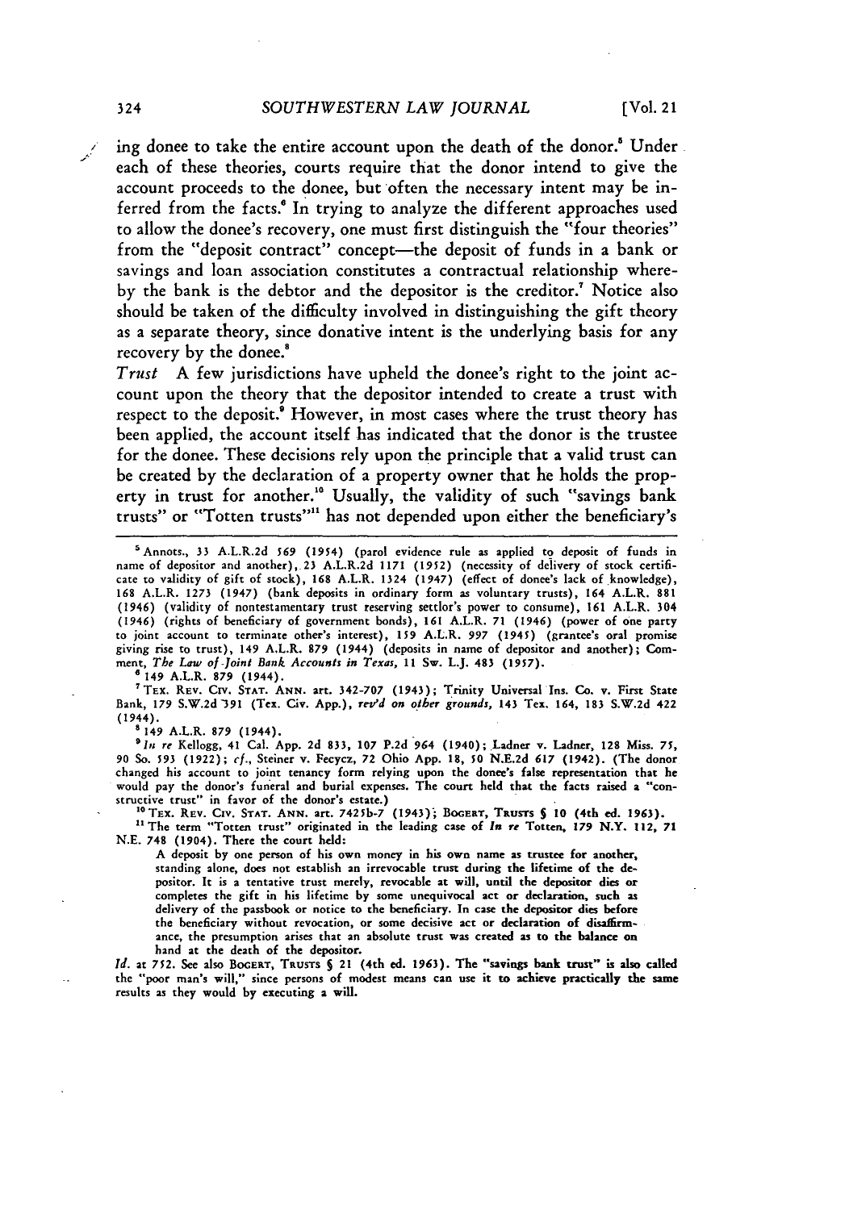ing donee to take the entire account upon the death of the donor.[5] Under each of these theories, courts require that the donor intend to give the account proceeds to the donee, but often the necessary intent may be inferred from the facts.[6] In trying to analyze the different approaches used to allow the donee's recovery, one must first distinguish the "four theories" from the "deposit contract" concept—the deposit of funds in a bank or savings and loan association constitutes a contractual relationship whereby the bank is the debtor and the depositor is the creditor.[7] Notice also should be taken of the difficulty involved in distinguishing the gift theory as a separate theory, since donative intent is the underlying basis for any recovery by the donee.[8]

*Trust* A few jurisdictions have upheld the donee's right to the joint account upon the theory that the depositor intended to create a trust with respect to the deposit.[9] However, in most cases where the trust theory has been applied, the account itself has indicated that the donor is the trustee for the donee. These decisions rely upon the principle that a valid trust can be created by the declaration of a property owner that he holds the property in trust for another.[10] Usually, the validity of such "savings bank trusts" or "Totten trusts"[11] has not depended upon either the beneficiary's

---

[5] Annots., 33 A.L.R.2d 569 (1954) (parol evidence rule as applied to deposit of funds in name of depositor and another), 23 A.L.R.2d 1171 (1952) (necessity of delivery of stock certificate to validity of gift of stock), 168 A.L.R. 1324 (1947) (effect of donee's lack of knowledge), 168 A.L.R. 1273 (1947) (bank deposits in ordinary form as voluntary trusts), 164 A.L.R. 881 (1946) (validity of nontestamentary trust reserving settlor's power to consume), 161 A.L.R. 304 (1946) (rights of beneficiary of government bonds), 161 A.L.R. 71 (1946) (power of one party to joint account to terminate other's interest), 159 A.L.R. 997 (1945) (grantee's oral promise giving rise to trust), 149 A.L.R. 879 (1944) (deposits in name of depositor and another); Comment, *The Law of Joint Bank Accounts in Texas*, 11 Sw. L.J. 483 (1957).

[6] 149 A.L.R. 879 (1944).

[7] TEX. REV. CIV. STAT. ANN. art. 342-707 (1943); Trinity Universal Ins. Co. v. First State Bank, 179 S.W.2d 391 (Tex. Civ. App.), *rev'd on other grounds*, 143 Tex. 164, 183 S.W.2d 422 (1944).

[8] 149 A.L.R. 879 (1944).

[9] *In re* Kellogg, 41 Cal. App. 2d 833, 107 P.2d 964 (1940); Ladner v. Ladner, 128 Miss. 75, 90 So. 593 (1922); *cf.*, Steiner v. Fecycz, 72 Ohio App. 18, 50 N.E.2d 617 (1942). (The donor changed his account to joint tenancy form relying upon the donee's false representation that he would pay the donor's funeral and burial expenses. The court held that the facts raised a "constructive trust" in favor of the donor's estate.)

[10] TEX. REV. CIV. STAT. ANN. art. 7425b-7 (1943); BOGERT, TRUSTS § 10 (4th ed. 1963).

[11] The term "Totten trust" originated in the leading case of *In re* Totten, 179 N.Y. 112, 71 N.E. 748 (1904). There the court held:

> A deposit by one person of his own money in his own name as trustee for another, standing alone, does not establish an irrevocable trust during the lifetime of the depositor. It is a tentative trust merely, revocable at will, until the depositor dies or completes the gift in his lifetime by some unequivocal act or declaration, such as delivery of the passbook or notice to the beneficiary. In case the depositor dies before the beneficiary without revocation, or some decisive act or declaration of disaffirmance, the presumption arises that an absolute trust was created as to the balance on hand at the death of the depositor.

*Id.* at 752. See also BOGERT, TRUSTS § 21 (4th ed. 1963). The "savings bank trust" is also called the "poor man's will," since persons of modest means can use it to achieve practically the same results as they would by executing a will.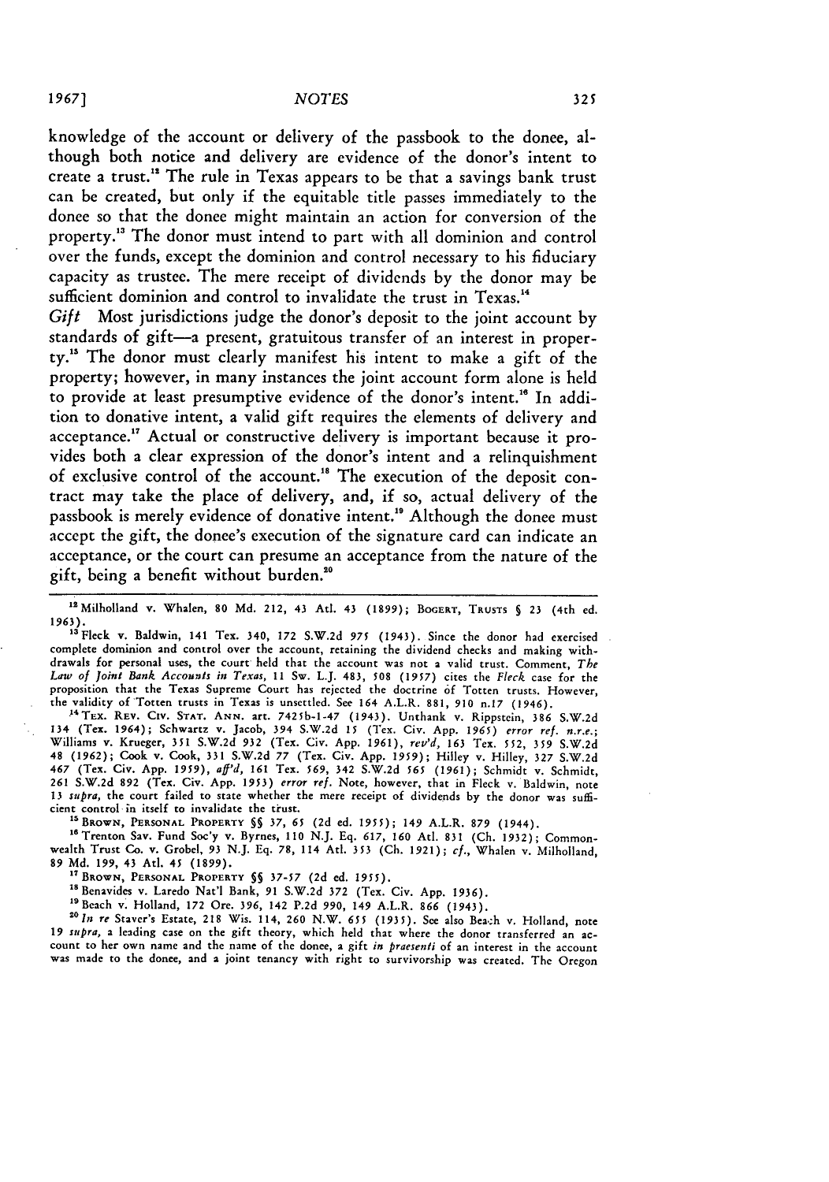knowledge of the account or delivery of the passbook to the donee, although both notice and delivery are evidence of the donor's intent to create a trust.[12] The rule in Texas appears to be that a savings bank trust can be created, but only if the equitable title passes immediately to the donee so that the donee might maintain an action for conversion of the property.[13] The donor must intend to part with all dominion and control over the funds, except the dominion and control necessary to his fiduciary capacity as trustee. The mere receipt of dividends by the donor may be sufficient dominion and control to invalidate the trust in Texas.[14]

*Gift* Most jurisdictions judge the donor's deposit to the joint account by standards of gift—a present, gratuitous transfer of an interest in property.[15] The donor must clearly manifest his intent to make a gift of the property; however, in many instances the joint account form alone is held to provide at least presumptive evidence of the donor's intent.[16] In addition to donative intent, a valid gift requires the elements of delivery and acceptance.[17] Actual or constructive delivery is important because it provides both a clear expression of the donor's intent and a relinquishment of exclusive control of the account.[18] The execution of the deposit contract may take the place of delivery, and, if so, actual delivery of the passbook is merely evidence of donative intent.[19] Although the donee must accept the gift, the donee's execution of the signature card can indicate an acceptance, or the court can presume an acceptance from the nature of the gift, being a benefit without burden.[20]

---

[12] Milholland v. Whalen, 80 Md. 212, 43 Atl. 43 (1899); BOGERT, TRUSTS § 23 (4th ed. 1963).

[13] Fleck v. Baldwin, 141 Tex. 340, 172 S.W.2d 975 (1943). Since the donor had exercised complete dominion and control over the account, retaining the dividend checks and making withdrawals for personal uses, the court held that the account was not a valid trust. Comment, *The Law of Joint Bank Accounts in Texas*, 11 Sw. L.J. 483, 508 (1957) cites the *Fleck* case for the proposition that the Texas Supreme Court has rejected the doctrine of Totten trusts. However, the validity of Totten trusts in Texas is unsettled. See 164 A.L.R. 881, 910 n.17 (1946).

[14] TEX. REV. CIV. STAT. ANN. art. 7425b-1-47 (1943). Unthank v. Rippstein, 386 S.W.2d 134 (Tex. 1964); Schwartz v. Jacob, 394 S.W.2d 15 (Tex. Civ. App. 1965) *error ref. n.r.e.*; Williams v. Krueger, 351 S.W.2d 932 (Tex. Civ. App. 1961), *rev'd*, 163 Tex. 552, 359 S.W.2d 48 (1962); Cook v. Cook, 331 S.W.2d 77 (Tex. Civ. App. 1959); Hilley v. Hilley, 327 S.W.2d 467 (Tex. Civ. App. 1959), *aff'd*, 161 Tex. 569, 342 S.W.2d 565 (1961); Schmidt v. Schmidt, 261 S.W.2d 892 (Tex. Civ. App. 1953) *error ref.* Note, however, that in Fleck v. Baldwin, note 13 *supra*, the court failed to state whether the mere receipt of dividends by the donor was sufficient control in itself to invalidate the trust.

[15] BROWN, PERSONAL PROPERTY §§ 37, 65 (2d ed. 1955); 149 A.L.R. 879 (1944).

[16] Trenton Sav. Fund Soc'y v. Byrnes, 110 N.J. Eq. 617, 160 Atl. 831 (Ch. 1932); Commonwealth Trust Co. v. Grobel, 93 N.J. Eq. 78, 114 Atl. 353 (Ch. 1921); *cf.*, Whalen v. Milholland, 89 Md. 199, 43 Atl. 45 (1899).

[17] BROWN, PERSONAL PROPERTY §§ 37-57 (2d ed. 1955).

[18] Benavides v. Laredo Nat'l Bank, 91 S.W.2d 372 (Tex. Civ. App. 1936).

[19] Beach v. Holland, 172 Ore. 396, 142 P.2d 990, 149 A.L.R. 866 (1943).

[20] *In re* Staver's Estate, 218 Wis. 114, 260 N.W. 655 (1935). See also Beach v. Holland, note 19 *supra*, a leading case on the gift theory, which held that where the donor transferred an account to her own name and the name of the donee, a gift *in praesenti* of an interest in the account was made to the donee, and a joint tenancy with right to survivorship was created. The Oregon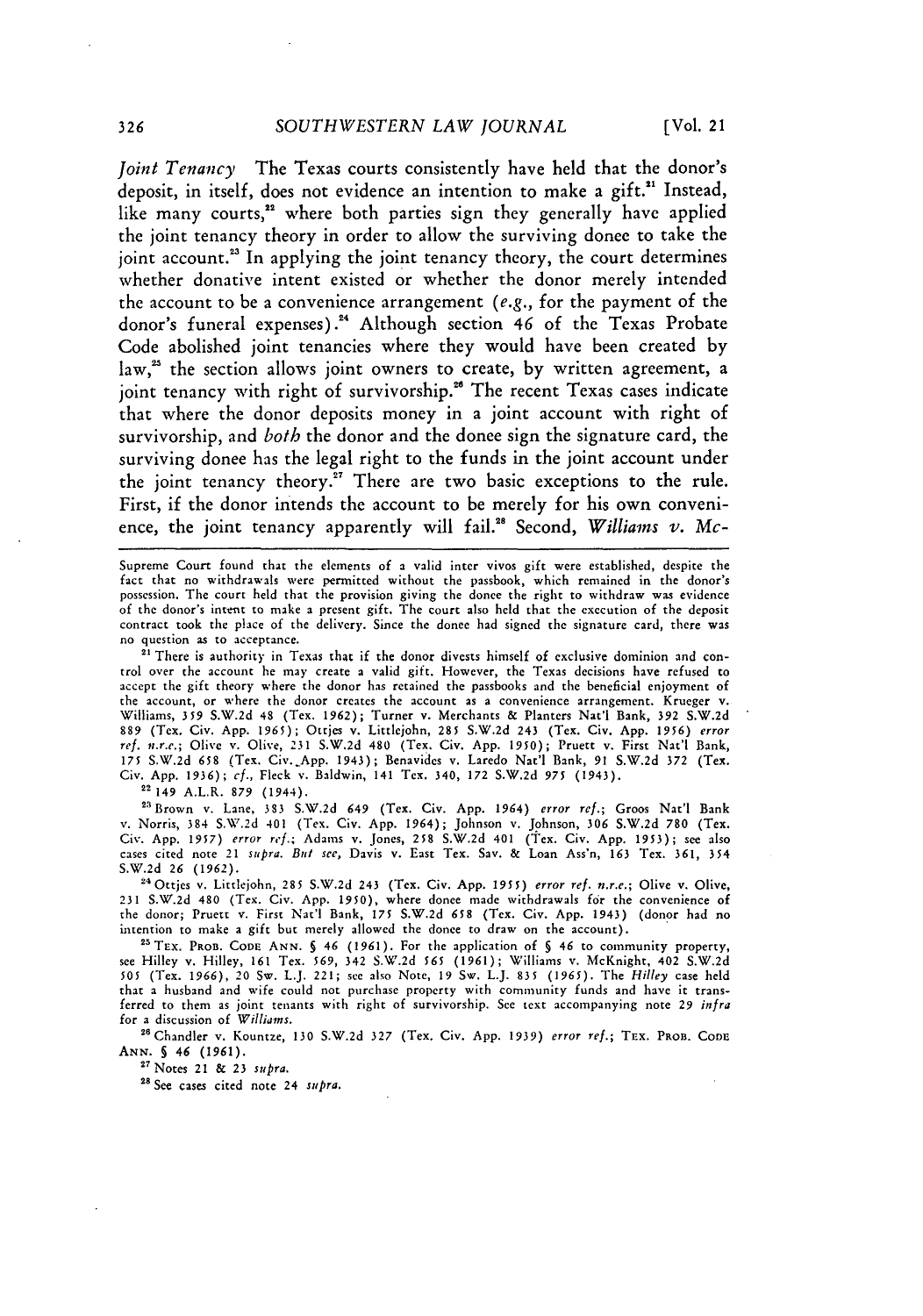*Joint Tenancy* The Texas courts consistently have held that the donor's deposit, in itself, does not evidence an intention to make a gift.[21] Instead, like many courts,[22] where both parties sign they generally have applied the joint tenancy theory in order to allow the surviving donee to take the joint account.[23] In applying the joint tenancy theory, the court determines whether donative intent existed or whether the donor merely intended the account to be a convenience arrangement (*e.g.*, for the payment of the donor's funeral expenses).[24] Although section 46 of the Texas Probate Code abolished joint tenancies where they would have been created by law,[25] the section allows joint owners to create, by written agreement, a joint tenancy with right of survivorship.[26] The recent Texas cases indicate that where the donor deposits money in a joint account with right of survivorship, and *both* the donor and the donee sign the signature card, the surviving donee has the legal right to the funds in the joint account under the joint tenancy theory.[27] There are two basic exceptions to the rule. First, if the donor intends the account to be merely for his own convenience, the joint tenancy apparently will fail.[28] Second, *Williams v. Mc-*

---

Supreme Court found that the elements of a valid inter vivos gift were established, despite the fact that no withdrawals were permitted without the passbook, which remained in the donor's possession. The court held that the provision giving the donee the right to withdraw was evidence of the donor's intent to make a present gift. The court also held that the execution of the deposit contract took the place of the delivery. Since the donee had signed the signature card, there was no question as to acceptance.

[21] There is authority in Texas that if the donor divests himself of exclusive dominion and control over the account he may create a valid gift. However, the Texas decisions have refused to accept the gift theory where the donor has retained the passbooks and the beneficial enjoyment of the account, or where the donor creates the account as a convenience arrangement. Krueger v. Williams, 359 S.W.2d 48 (Tex. 1962); Turner v. Merchants & Planters Nat'l Bank, 392 S.W.2d 889 (Tex. Civ. App. 1965); Ottjes v. Littlejohn, 285 S.W.2d 243 (Tex. Civ. App. 1956) *error ref. n.r.e.*; Olive v. Olive, 231 S.W.2d 480 (Tex. Civ. App. 1950); Pruett v. First Nat'l Bank, 175 S.W.2d 658 (Tex. Civ. App. 1943); Benavides v. Laredo Nat'l Bank, 91 S.W.2d 372 (Tex. Civ. App. 1936); *cf.*, Fleck v. Baldwin, 141 Tex. 340, 172 S.W.2d 975 (1943).

[22] 149 A.L.R. 879 (1944).

[23] Brown v. Lane, 383 S.W.2d 649 (Tex. Civ. App. 1964) *error ref.*; Groos Nat'l Bank v. Norris, 384 S.W.2d 401 (Tex. Civ. App. 1964); Johnson v. Johnson, 306 S.W.2d 780 (Tex. Civ. App. 1957) *error ref.*; Adams v. Jones, 258 S.W.2d 401 (Tex. Civ. App. 1953); see also cases cited note 21 *supra*. *But see*, Davis v. East Tex. Sav. & Loan Ass'n, 163 Tex. 361, 354 S.W.2d 26 (1962).

[24] Ottjes v. Littlejohn, 285 S.W.2d 243 (Tex. Civ. App. 1955) *error ref. n.r.e.*; Olive v. Olive, 231 S.W.2d 480 (Tex. Civ. App. 1950), where donee made withdrawals for the convenience of the donor; Pruett v. First Nat'l Bank, 175 S.W.2d 658 (Tex. Civ. App. 1943) (donor had no intention to make a gift but merely allowed the donee to draw on the account).

[25] TEX. PROB. CODE ANN. § 46 (1961). For the application of § 46 to community property, see Hilley v. Hilley, 161 Tex. 569, 342 S.W.2d 565 (1961); Williams v. McKnight, 402 S.W.2d 505 (Tex. 1966), 20 Sw. L.J. 221; see also Note, 19 Sw. L.J. 835 (1965). The *Hilley* case held that a husband and wife could not purchase property with community funds and have it transferred to them as joint tenants with right of survivorship. See text accompanying note 29 *infra* for a discussion of *Williams*.

[26] Chandler v. Kountze, 130 S.W.2d 327 (Tex. Civ. App. 1939) *error ref.*; TEX. PROB. CODE ANN. § 46 (1961).

[27] Notes 21 & 23 *supra*.

[28] See cases cited note 24 *supra*.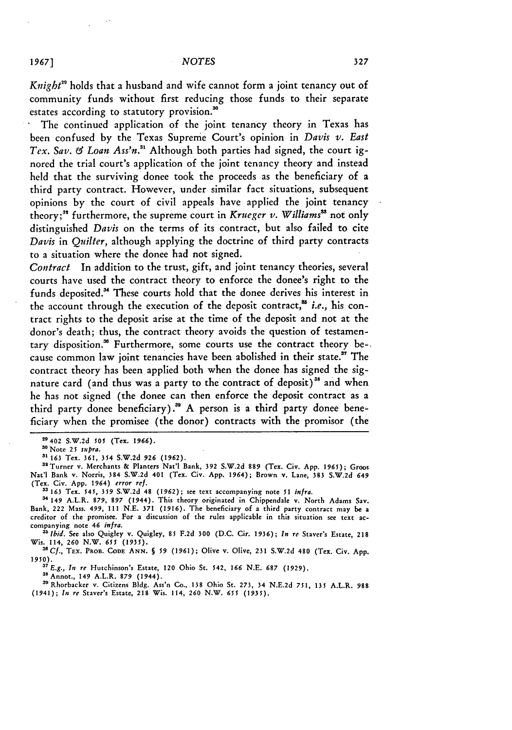*Knight*[29] holds that a husband and wife cannot form a joint tenancy out of community funds without first reducing those funds to their separate estates according to statutory provision.[30]

The continued application of the joint tenancy theory in Texas has been confused by the Texas Supreme Court's opinion in *Davis v. East Tex. Sav. & Loan Ass'n.*[31] Although both parties had signed, the court ignored the trial court's application of the joint tenancy theory and instead held that the surviving donee took the proceeds as the beneficiary of a third party contract. However, under similar fact situations, subsequent opinions by the court of civil appeals have applied the joint tenancy theory;[32] furthermore, the supreme court in *Krueger v. Williams*[33] not only distinguished *Davis* on the terms of its contract, but also failed to cite *Davis* in *Quilter*, although applying the doctrine of third party contracts to a situation where the donee had not signed.

*Contract* In addition to the trust, gift, and joint tenancy theories, several courts have used the contract theory to enforce the donee's right to the funds deposited.[34] These courts hold that the donee derives his interest in the account through the execution of the deposit contract,[35] *i.e.*, his contract rights to the deposit arise at the time of the deposit and not at the donor's death; thus, the contract theory avoids the question of testamentary disposition.[36] Furthermore, some courts use the contract theory because common law joint tenancies have been abolished in their state.[37] The contract theory has been applied both when the donee has signed the signature card (and thus was a party to the contract of deposit)[38] and when he has not signed (the donee can then enforce the deposit contract as a third party donee beneficiary).[39] A person is a third party donee beneficiary when the promisee (the donor) contracts with the promisor (the

---

[29] 402 S.W.2d 505 (Tex. 1966).

[30] Note 25 *supra*.

[31] 163 Tex. 361, 354 S.W.2d 926 (1962).

[32] Turner v. Merchants & Planters Nat'l Bank, 392 S.W.2d 889 (Tex. Civ. App. 1965); Groos Nat'l Bank v. Norris, 384 S.W.2d 401 (Tex. Civ. App. 1964); Brown v. Lane, 383 S.W.2d 649 (Tex. Civ. App. 1964) *error ref.*

[33] 163 Tex. 545, 359 S.W.2d 48 (1962); see text accompanying note 51 *infra*.

[34] 149 A.L.R. 879, 897 (1944). This theory originated in Chippendale v. North Adams Sav. Bank, 222 Mass. 499, 111 N.E. 371 (1916). The beneficiary of a third party contract may be a creditor of the promisee. For a discussion of the rules applicable in this situation see text accompanying note 46 *infra*.

[35] *Ibid.* See also Quigley v. Quigley, 85 F.2d 300 (D.C. Cir. 1936); *In re* Staver's Estate, 218 Wis. 114, 260 N.W. 655 (1935).

[36] *Cf.*, Tex. Prob. Code Ann. § 59 (1961); Olive v. Olive, 231 S.W.2d 480 (Tex. Civ. App. 1950).

[37] *E.g.*, *In re* Hutchinson's Estate, 120 Ohio St. 542, 166 N.E. 687 (1929).

[38] Annot., 149 A.L.R. 879 (1944).

[39] Rhorbacker v. Citizens Bldg. Ass'n Co., 138 Ohio St. 273, 34 N.E.2d 751, 135 A.L.R. 988 (1941); *In re* Staver's Estate, 218 Wis. 114, 260 N.W. 655 (1935).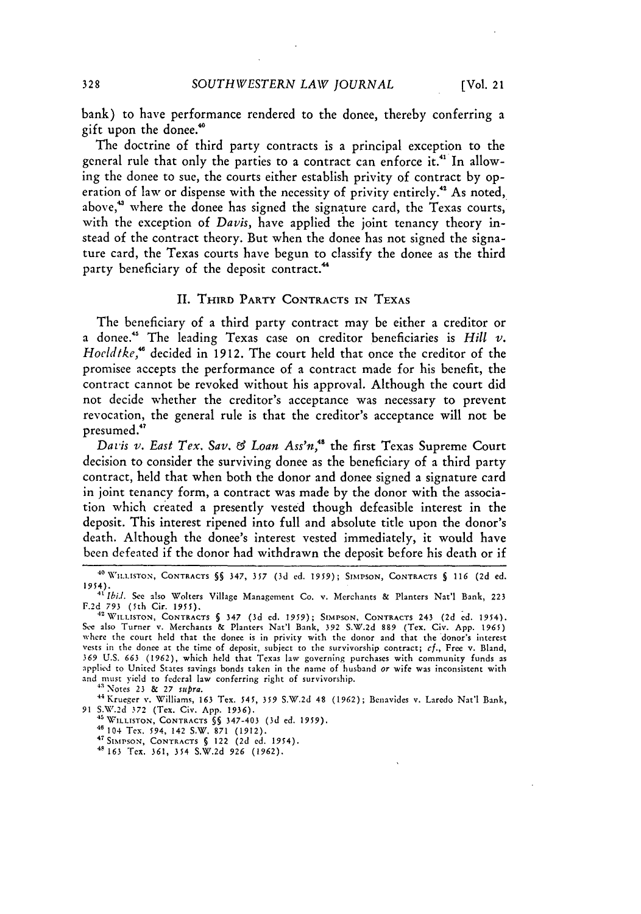bank) to have performance rendered to the donee, thereby conferring a gift upon the donee.[40]

The doctrine of third party contracts is a principal exception to the general rule that only the parties to a contract can enforce it.[41] In allowing the donee to sue, the courts either establish privity of contract by operation of law or dispense with the necessity of privity entirely.[42] As noted, above,[43] where the donee has signed the signature card, the Texas courts, with the exception of *Davis*, have applied the joint tenancy theory instead of the contract theory. But when the donee has not signed the signature card, the Texas courts have begun to classify the donee as the third party beneficiary of the deposit contract.[44]

## II. Third Party Contracts in Texas

The beneficiary of a third party contract may be either a creditor or a donee.[45] The leading Texas case on creditor beneficiaries is *Hill v. Hoeldtke*,[46] decided in 1912. The court held that once the creditor of the promisee accepts the performance of a contract made for his benefit, the contract cannot be revoked without his approval. Although the court did not decide whether the creditor's acceptance was necessary to prevent revocation, the general rule is that the creditor's acceptance will not be presumed.[47]

*Davis v. East Tex. Sav. & Loan Ass'n*,[48] the first Texas Supreme Court decision to consider the surviving donee as the beneficiary of a third party contract, held that when both the donor and donee signed a signature card in joint tenancy form, a contract was made by the donor with the association which created a presently vested though defeasible interest in the deposit. This interest ripened into full and absolute title upon the donor's death. Although the donee's interest vested immediately, it would have been defeated if the donor had withdrawn the deposit before his death or if

---

[40] Williston, Contracts §§ 347, 357 (3d ed. 1959); Simpson, Contracts § 116 (2d ed. 1954).

[41] *Ibid.* See also Wolters Village Management Co. v. Merchants & Planters Nat'l Bank, 223 F.2d 793 (5th Cir. 1955).

[42] Williston, Contracts § 347 (3d ed. 1959); Simpson, Contracts 243 (2d ed. 1954). See also Turner v. Merchants & Planters Nat'l Bank, 392 S.W.2d 889 (Tex. Civ. App. 1965) where the court held that the donee is in privity with the donor and that the donor's interest vests in the donee at the time of deposit, subject to the survivorship contract; *cf.*, Free v. Bland, 369 U.S. 663 (1962), which held that Texas law governing purchases with community funds as applied to United States savings bonds taken in the name of husband *or* wife was inconsistent with and must yield to federal law conferring right of survivorship.

[43] Notes 23 & 27 *supra*.

[44] Krueger v. Williams, 163 Tex. 545, 359 S.W.2d 48 (1962); Benavides v. Laredo Nat'l Bank, 91 S.W.2d 372 (Tex. Civ. App. 1936).

[45] Williston, Contracts §§ 347-403 (3d ed. 1959).

[46] 104 Tex. 594, 142 S.W. 871 (1912).

[47] Simpson, Contracts § 122 (2d ed. 1954).

[48] 163 Tex. 361, 354 S.W.2d 926 (1962).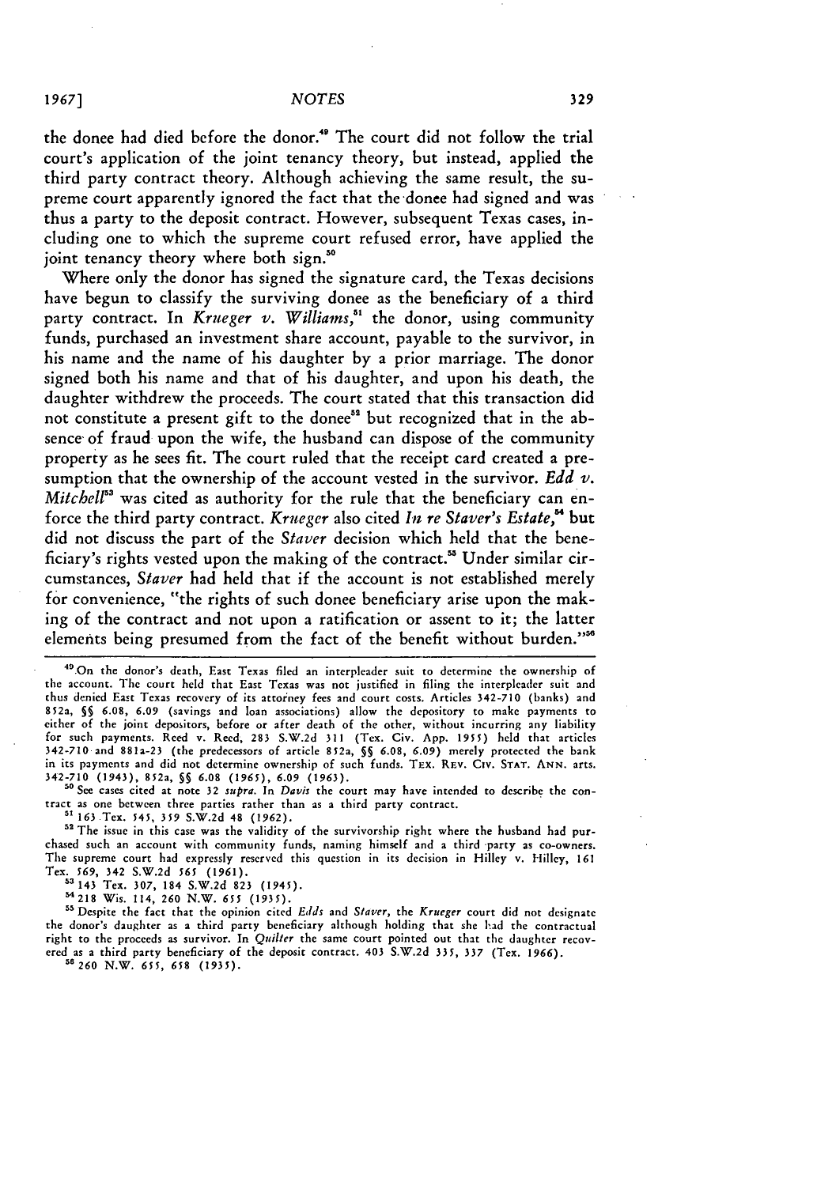the donee had died before the donor.[49] The court did not follow the trial court's application of the joint tenancy theory, but instead, applied the third party contract theory. Although achieving the same result, the supreme court apparently ignored the fact that the donee had signed and was thus a party to the deposit contract. However, subsequent Texas cases, including one to which the supreme court refused error, have applied the joint tenancy theory where both sign.[50]

Where only the donor has signed the signature card, the Texas decisions have begun to classify the surviving donee as the beneficiary of a third party contract. In *Krueger v. Williams*,[51] the donor, using community funds, purchased an investment share account, payable to the survivor, in his name and the name of his daughter by a prior marriage. The donor signed both his name and that of his daughter, and upon his death, the daughter withdrew the proceeds. The court stated that this transaction did not constitute a present gift to the donee[52] but recognized that in the absence of fraud upon the wife, the husband can dispose of the community property as he sees fit. The court ruled that the receipt card created a presumption that the ownership of the account vested in the survivor. *Edd v. Mitchell*[53] was cited as authority for the rule that the beneficiary can enforce the third party contract. *Krueger* also cited *In re Staver's Estate*,[54] but did not discuss the part of the *Staver* decision which held that the beneficiary's rights vested upon the making of the contract.[55] Under similar circumstances, *Staver* had held that if the account is not established merely for convenience, "the rights of such donee beneficiary arise upon the making of the contract and not upon a ratification or assent to it; the latter elements being presumed from the fact of the benefit without burden."[56]

---

[49] On the donor's death, East Texas filed an interpleader suit to determine the ownership of the account. The court held that East Texas was not justified in filing the interpleader suit and thus denied East Texas recovery of its attorney fees and court costs. Articles 342-710 (banks) and 852a, §§ 6.08, 6.09 (savings and loan associations) allow the depository to make payments to either of the joint depositors, before or after death of the other, without incurring any liability for such payments. Reed v. Reed, 283 S.W.2d 311 (Tex. Civ. App. 1955) held that articles 342-710 and 881a-23 (the predecessors of article 852a, §§ 6.08, 6.09) merely protected the bank in its payments and did not determine ownership of such funds. TEX. REV. CIV. STAT. ANN. arts. 342-710 (1943), 852a, §§ 6.08 (1965), 6.09 (1963).

[50] See cases cited at note 32 *supra*. In *Davis* the court may have intended to describe the contract as one between three parties rather than as a third party contract.

[51] 163 Tex. 545, 359 S.W.2d 48 (1962).

[52] The issue in this case was the validity of the survivorship right where the husband had purchased such an account with community funds, naming himself and a third party as co-owners. The supreme court had expressly reserved this question in its decision in Hilley v. Hilley, 161 Tex. 569, 342 S.W.2d 565 (1961).

[53] 143 Tex. 307, 184 S.W.2d 823 (1945).

[54] 218 Wis. 114, 260 N.W. 655 (1935).

[55] Despite the fact that the opinion cited *Edds* and *Staver*, the *Krueger* court did not designate the donor's daughter as a third party beneficiary although holding that she had the contractual right to the proceeds as survivor. In *Quilter* the same court pointed out that the daughter recovered as a third party beneficiary of the deposit contract. 403 S.W.2d 335, 337 (Tex. 1966).

[56] 260 N.W. 655, 658 (1935).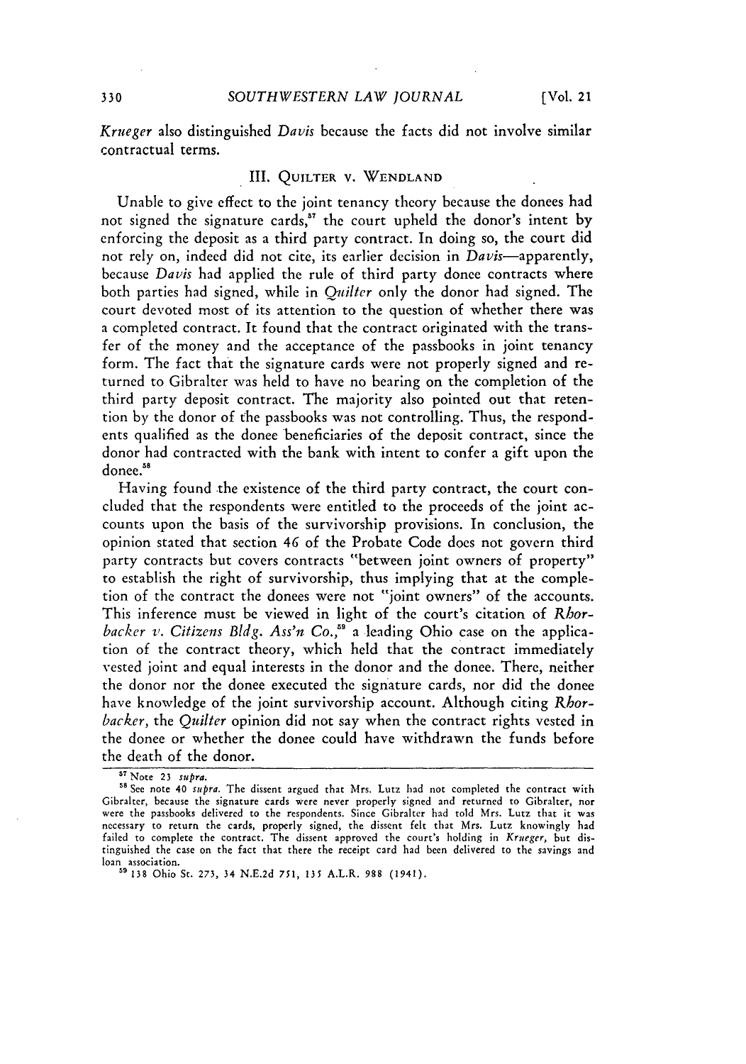*Krueger* also distinguished *Davis* because the facts did not involve similar contractual terms.

## III. Quilter v. Wendland

Unable to give effect to the joint tenancy theory because the donees had not signed the signature cards,[57] the court upheld the donor's intent by enforcing the deposit as a third party contract. In doing so, the court did not rely on, indeed did not cite, its earlier decision in *Davis*—apparently, because *Davis* had applied the rule of third party donee contracts where both parties had signed, while in *Quilter* only the donor had signed. The court devoted most of its attention to the question of whether there was a completed contract. It found that the contract originated with the transfer of the money and the acceptance of the passbooks in joint tenancy form. The fact that the signature cards were not properly signed and returned to Gibralter was held to have no bearing on the completion of the third party deposit contract. The majority also pointed out that retention by the donor of the passbooks was not controlling. Thus, the respondents qualified as the donee beneficiaries of the deposit contract, since the donor had contracted with the bank with intent to confer a gift upon the donee.[58]

Having found the existence of the third party contract, the court concluded that the respondents were entitled to the proceeds of the joint accounts upon the basis of the survivorship provisions. In conclusion, the opinion stated that section 46 of the Probate Code does not govern third party contracts but covers contracts "between joint owners of property" to establish the right of survivorship, thus implying that at the completion of the contract the donees were not "joint owners" of the accounts. This inference must be viewed in light of the court's citation of *Rhorbacker v. Citizens Bldg. Ass'n Co.*,[59] a leading Ohio case on the application of the contract theory, which held that the contract immediately vested joint and equal interests in the donor and the donee. There, neither the donor nor the donee executed the signature cards, nor did the donee have knowledge of the joint survivorship account. Although citing *Rhorbacker*, the *Quilter* opinion did not say when the contract rights vested in the donee or whether the donee could have withdrawn the funds before the death of the donor.

---

[57] Note 23 *supra*.

[58] See note 40 *supra*. The dissent argued that Mrs. Lutz had not completed the contract with Gibralter, because the signature cards were never properly signed and returned to Gibralter, nor were the passbooks delivered to the respondents. Since Gibralter had told Mrs. Lutz that it was necessary to return the cards, properly signed, the dissent felt that Mrs. Lutz knowingly had failed to complete the contract. The dissent approved the court's holding in *Krueger*, but distinguished the case on the fact that there the receipt card had been delivered to the savings and loan association.

[59] 138 Ohio St. 273, 34 N.E.2d 751, 135 A.L.R. 988 (1941).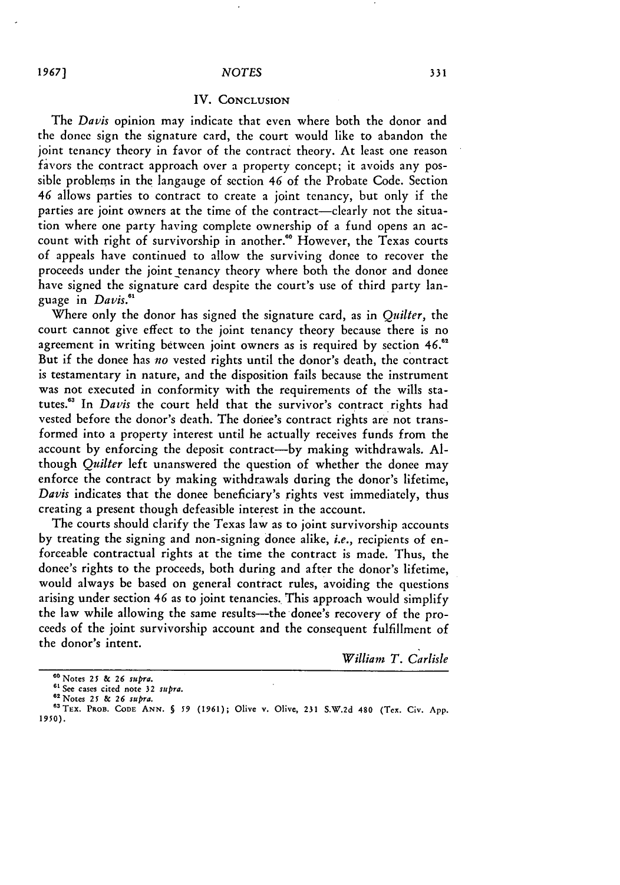## IV. CONCLUSION

The *Davis* opinion may indicate that even where both the donor and the donee sign the signature card, the court would like to abandon the joint tenancy theory in favor of the contract theory. At least one reason favors the contract approach over a property concept; it avoids any possible problems in the langauge of section 46 of the Probate Code. Section 46 allows parties to contract to create a joint tenancy, but only if the parties are joint owners at the time of the contract—clearly not the situation where one party having complete ownership of a fund opens an account with right of survivorship in another.[60] However, the Texas courts of appeals have continued to allow the surviving donee to recover the proceeds under the joint tenancy theory where both the donor and donee have signed the signature card despite the court's use of third party language in *Davis*.[61]

Where only the donor has signed the signature card, as in *Quilter*, the court cannot give effect to the joint tenancy theory because there is no agreement in writing between joint owners as is required by section 46.[62] But if the donee has *no* vested rights until the donor's death, the contract is testamentary in nature, and the disposition fails because the instrument was not executed in conformity with the requirements of the wills statutes.[63] In *Davis* the court held that the survivor's contract rights had vested before the donor's death. The donee's contract rights are not transformed into a property interest until he actually receives funds from the account by enforcing the deposit contract—by making withdrawals. Although *Quilter* left unanswered the question of whether the donee may enforce the contract by making withdrawals during the donor's lifetime, *Davis* indicates that the donee beneficiary's rights vest immediately, thus creating a present though defeasible interest in the account.

The courts should clarify the Texas law as to joint survivorship accounts by treating the signing and non-signing donee alike, *i.e.*, recipients of enforceable contractual rights at the time the contract is made. Thus, the donee's rights to the proceeds, both during and after the donor's lifetime, would always be based on general contract rules, avoiding the questions arising under section 46 as to joint tenancies. This approach would simplify the law while allowing the same results—the donee's recovery of the proceeds of the joint survivorship account and the consequent fulfillment of the donor's intent.

*William T. Carlisle*

---

[60] Notes 25 & 26 *supra*.

[61] See cases cited note 32 *supra*.

[62] Notes 25 & 26 *supra*.

[63] TEX. PROB. CODE ANN. § 59 (1961); Olive v. Olive, 231 S.W.2d 480 (Tex. Civ. App. 1950).